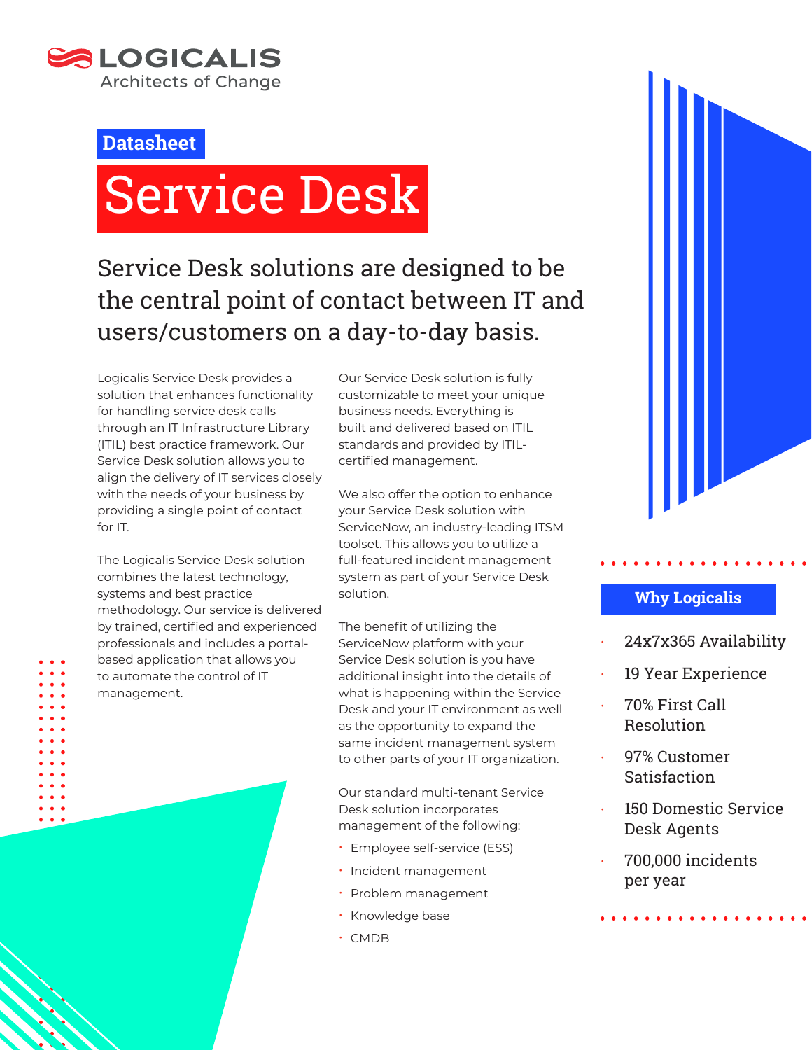LOGICALIS
Architects of Change

Datasheet

# Service Desk

## Service Desk solutions are designed to be the central point of contact between IT and users/customers on a day-to-day basis.

Logicalis Service Desk provides a solution that enhances functionality for handling service desk calls through an IT Infrastructure Library (ITIL) best practice framework. Our Service Desk solution allows you to align the delivery of IT services closely with the needs of your business by providing a single point of contact for IT.

The Logicalis Service Desk solution combines the latest technology, systems and best practice methodology. Our service is delivered by trained, certified and experienced professionals and includes a portal-based application that allows you to automate the control of IT management.

Our Service Desk solution is fully customizable to meet your unique business needs. Everything is built and delivered based on ITIL standards and provided by ITIL-certified management.

We also offer the option to enhance your Service Desk solution with ServiceNow, an industry-leading ITSM toolset. This allows you to utilize a full-featured incident management system as part of your Service Desk solution.

The benefit of utilizing the ServiceNow platform with your Service Desk solution is you have additional insight into the details of what is happening within the Service Desk and your IT environment as well as the opportunity to expand the same incident management system to other parts of your IT organization.

Our standard multi-tenant Service Desk solution incorporates management of the following:

- Employee self-service (ESS)
- Incident management
- Problem management
- Knowledge base
- CMDB

### Why Logicalis

- 24x7x365 Availability
- 19 Year Experience
- 70% First Call Resolution
- 97% Customer Satisfaction
- 150 Domestic Service Desk Agents
- 700,000 incidents per year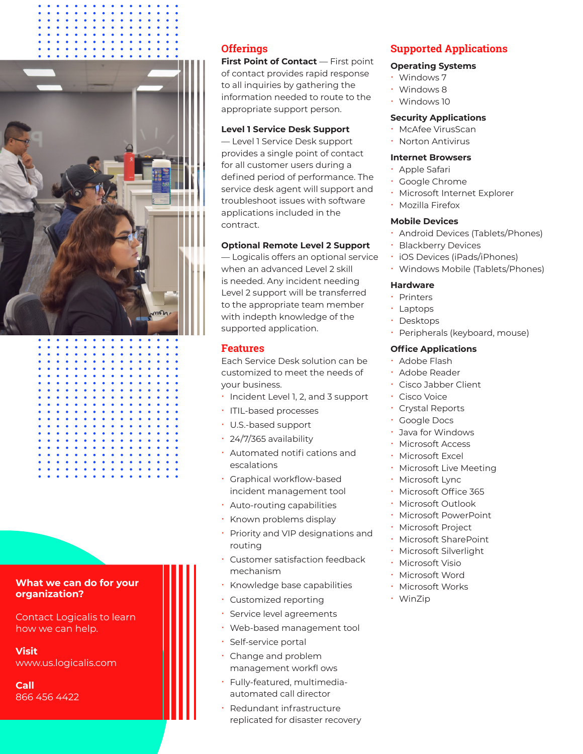## Offerings

**First Point of Contact** — First point of contact provides rapid response to all inquiries by gathering the information needed to route to the appropriate support person.

**Level 1 Service Desk Support** — Level 1 Service Desk support provides a single point of contact for all customer users during a defined period of performance. The service desk agent will support and troubleshoot issues with software applications included in the contract.

**Optional Remote Level 2 Support** — Logicalis offers an optional service when an advanced Level 2 skill is needed. Any incident needing Level 2 support will be transferred to the appropriate team member with indepth knowledge of the supported application.

## Features

Each Service Desk solution can be customized to meet the needs of your business.

- Incident Level 1, 2, and 3 support
- ITIL-based processes
- U.S.-based support
- 24/7/365 availability
- Automated notifi cations and escalations
- Graphical workflow-based incident management tool
- Auto-routing capabilities
- Known problems display
- Priority and VIP designations and routing
- Customer satisfaction feedback mechanism
- Knowledge base capabilities
- Customized reporting
- Service level agreements
- Web-based management tool
- Self-service portal
- Change and problem management workfl ows
- Fully-featured, multimedia-automated call director
- Redundant infrastructure replicated for disaster recovery

## Supported Applications

### Operating Systems
- Windows 7
- Windows 8
- Windows 10

### Security Applications
- McAfee VirusScan
- Norton Antivirus

### Internet Browsers
- Apple Safari
- Google Chrome
- Microsoft Internet Explorer
- Mozilla Firefox

### Mobile Devices
- Android Devices (Tablets/Phones)
- Blackberry Devices
- iOS Devices (iPads/iPhones)
- Windows Mobile (Tablets/Phones)

### Hardware
- Printers
- Laptops
- Desktops
- Peripherals (keyboard, mouse)

### Office Applications
- Adobe Flash
- Adobe Reader
- Cisco Jabber Client
- Cisco Voice
- Crystal Reports
- Google Docs
- Java for Windows
- Microsoft Access
- Microsoft Excel
- Microsoft Live Meeting
- Microsoft Lync
- Microsoft Office 365
- Microsoft Outlook
- Microsoft PowerPoint
- Microsoft Project
- Microsoft SharePoint
- Microsoft Silverlight
- Microsoft Visio
- Microsoft Word
- Microsoft Works
- WinZip

**What we can do for your organization?**

Contact Logicalis to learn how we can help.

**Visit**
www.us.logicalis.com

**Call**
866 456 4422